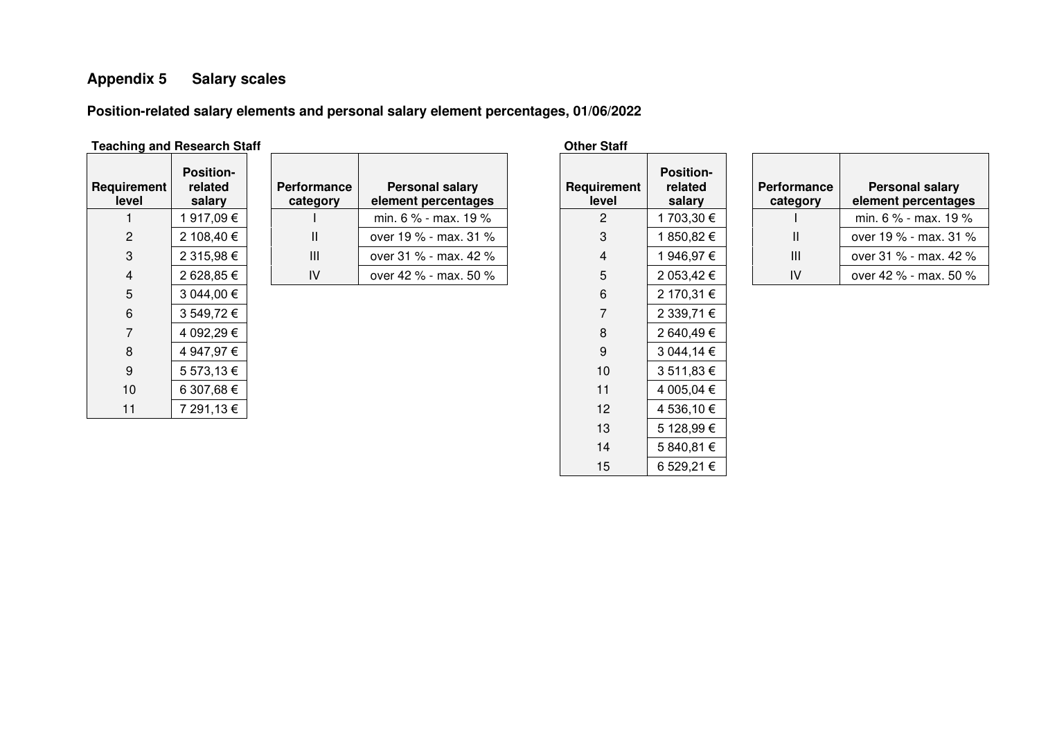## Appendix 5 Salary scales

### Position-related salary elements and personal salary element percentages, 01/06/2022

**Teaching and Research Staff**

| Requirement level | Position-related salary |
|---|---|
| 1 | 1 917,09 € |
| 2 | 2 108,40 € |
| 3 | 2 315,98 € |
| 4 | 2 628,85 € |
| 5 | 3 044,00 € |
| 6 | 3 549,72 € |
| 7 | 4 092,29 € |
| 8 | 4 947,97 € |
| 9 | 5 573,13 € |
| 10 | 6 307,68 € |
| 11 | 7 291,13 € |

| Performance category | Personal salary element percentages |
|---|---|
| I | min. 6 % - max. 19 % |
| II | over 19 % - max. 31 % |
| III | over 31 % - max. 42 % |
| IV | over 42 % - max. 50 % |

**Other Staff**

| Requirement level | Position-related salary |
|---|---|
| 2 | 1 703,30 € |
| 3 | 1 850,82 € |
| 4 | 1 946,97 € |
| 5 | 2 053,42 € |
| 6 | 2 170,31 € |
| 7 | 2 339,71 € |
| 8 | 2 640,49 € |
| 9 | 3 044,14 € |
| 10 | 3 511,83 € |
| 11 | 4 005,04 € |
| 12 | 4 536,10 € |
| 13 | 5 128,99 € |
| 14 | 5 840,81 € |
| 15 | 6 529,21 € |

| Performance category | Personal salary element percentages |
|---|---|
| I | min. 6 % - max. 19 % |
| II | over 19 % - max. 31 % |
| III | over 31 % - max. 42 % |
| IV | over 42 % - max. 50 % |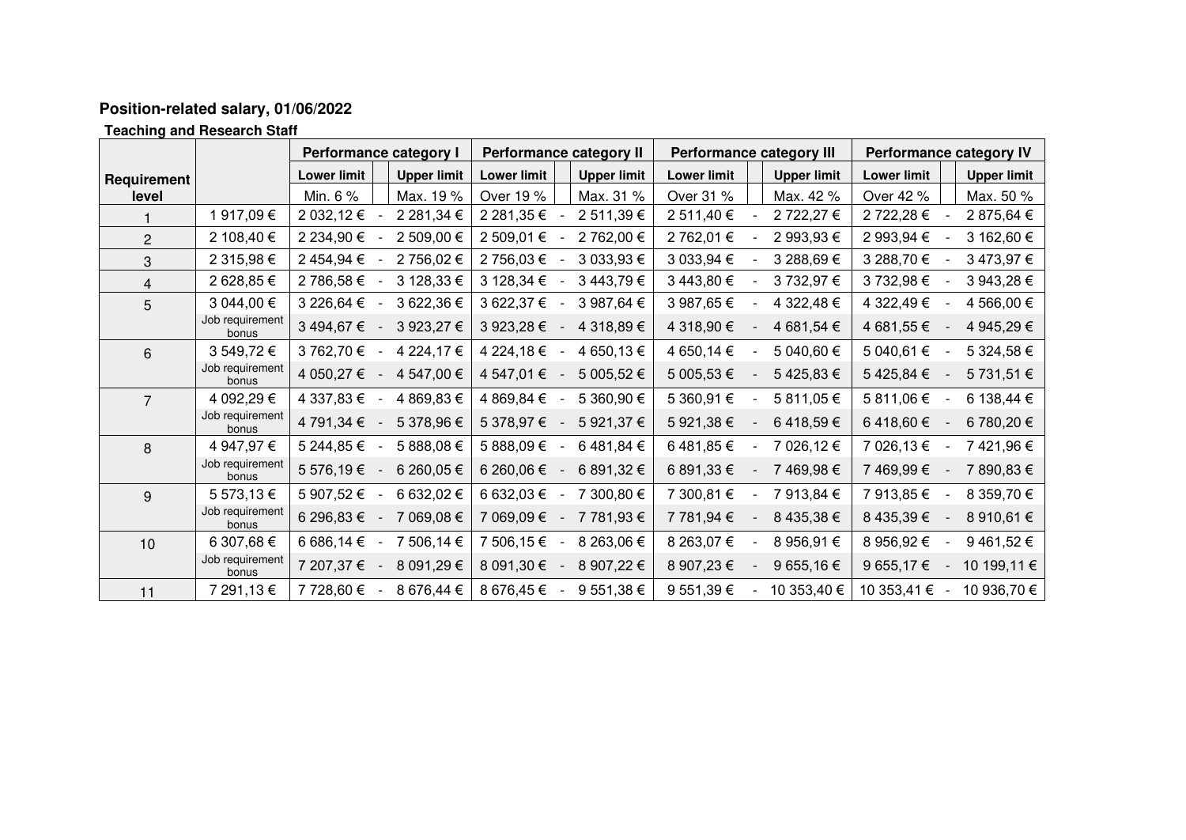**Position-related salary, 01/06/2022**

**Teaching and Research Staff**

| Requirement level | | Performance category I | | | Performance category II | | | Performance category III | | | Performance category IV | | |
|---|---|---|---|---|---|---|---|---|---|---|---|---|---|
| | | Lower limit | | Upper limit | Lower limit | | Upper limit | Lower limit | | Upper limit | Lower limit | | Upper limit |
| | | Min. 6 % | | Max. 19 % | Over 19 % | | Max. 31 % | Over 31 % | | Max. 42 % | Over 42 % | | Max. 50 % |
| 1 | 1 917,09 € | 2 032,12 € | - | 2 281,34 € | 2 281,35 € | - | 2 511,39 € | 2 511,40 € | - | 2 722,27 € | 2 722,28 € | - | 2 875,64 € |
| 2 | 2 108,40 € | 2 234,90 € | - | 2 509,00 € | 2 509,01 € | - | 2 762,00 € | 2 762,01 € | - | 2 993,93 € | 2 993,94 € | - | 3 162,60 € |
| 3 | 2 315,98 € | 2 454,94 € | - | 2 756,02 € | 2 756,03 € | - | 3 033,93 € | 3 033,94 € | - | 3 288,69 € | 3 288,70 € | - | 3 473,97 € |
| 4 | 2 628,85 € | 2 786,58 € | - | 3 128,33 € | 3 128,34 € | - | 3 443,79 € | 3 443,80 € | - | 3 732,97 € | 3 732,98 € | - | 3 943,28 € |
| 5 | 3 044,00 € | 3 226,64 € | - | 3 622,36 € | 3 622,37 € | - | 3 987,64 € | 3 987,65 € | - | 4 322,48 € | 4 322,49 € | - | 4 566,00 € |
| | Job requirement bonus | 3 494,67 € | - | 3 923,27 € | 3 923,28 € | - | 4 318,89 € | 4 318,90 € | - | 4 681,54 € | 4 681,55 € | - | 4 945,29 € |
| 6 | 3 549,72 € | 3 762,70 € | - | 4 224,17 € | 4 224,18 € | - | 4 650,13 € | 4 650,14 € | - | 5 040,60 € | 5 040,61 € | - | 5 324,58 € |
| | Job requirement bonus | 4 050,27 € | - | 4 547,00 € | 4 547,01 € | - | 5 005,52 € | 5 005,53 € | - | 5 425,83 € | 5 425,84 € | - | 5 731,51 € |
| 7 | 4 092,29 € | 4 337,83 € | - | 4 869,83 € | 4 869,84 € | - | 5 360,90 € | 5 360,91 € | - | 5 811,05 € | 5 811,06 € | - | 6 138,44 € |
| | Job requirement bonus | 4 791,34 € | - | 5 378,96 € | 5 378,97 € | - | 5 921,37 € | 5 921,38 € | - | 6 418,59 € | 6 418,60 € | - | 6 780,20 € |
| 8 | 4 947,97 € | 5 244,85 € | - | 5 888,08 € | 5 888,09 € | - | 6 481,84 € | 6 481,85 € | - | 7 026,12 € | 7 026,13 € | - | 7 421,96 € |
| | Job requirement bonus | 5 576,19 € | - | 6 260,05 € | 6 260,06 € | - | 6 891,32 € | 6 891,33 € | - | 7 469,98 € | 7 469,99 € | - | 7 890,83 € |
| 9 | 5 573,13 € | 5 907,52 € | - | 6 632,02 € | 6 632,03 € | - | 7 300,80 € | 7 300,81 € | - | 7 913,84 € | 7 913,85 € | - | 8 359,70 € |
| | Job requirement bonus | 6 296,83 € | - | 7 069,08 € | 7 069,09 € | - | 7 781,93 € | 7 781,94 € | - | 8 435,38 € | 8 435,39 € | - | 8 910,61 € |
| 10 | 6 307,68 € | 6 686,14 € | - | 7 506,14 € | 7 506,15 € | - | 8 263,06 € | 8 263,07 € | - | 8 956,91 € | 8 956,92 € | - | 9 461,52 € |
| | Job requirement bonus | 7 207,37 € | - | 8 091,29 € | 8 091,30 € | - | 8 907,22 € | 8 907,23 € | - | 9 655,16 € | 9 655,17 € | - | 10 199,11 € |
| 11 | 7 291,13 € | 7 728,60 € | - | 8 676,44 € | 8 676,45 € | - | 9 551,38 € | 9 551,39 € | - | 10 353,40 € | 10 353,41 € | - | 10 936,70 € |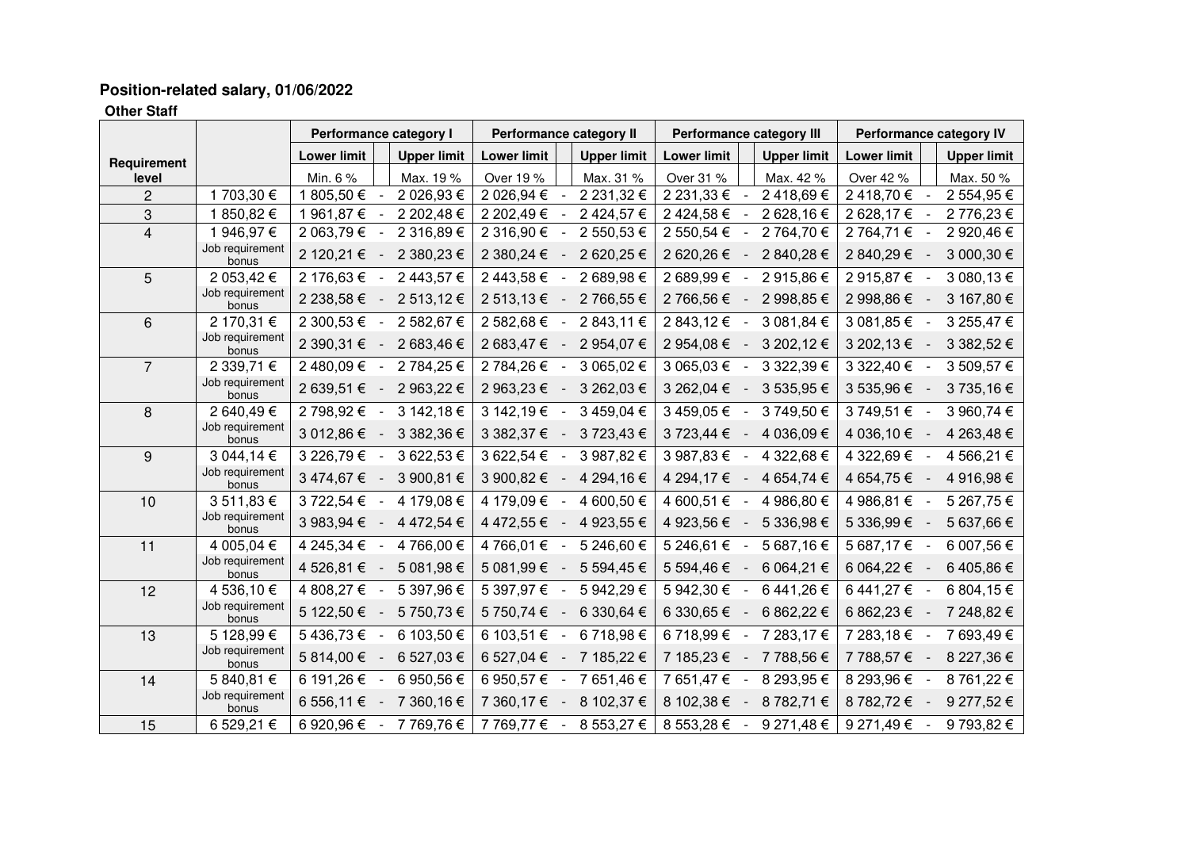## Position-related salary, 01/06/2022

**Other Staff**

| Requirement level | | Performance category I | | | Performance category II | | | Performance category III | | | Performance category IV | | |
|---|---|---|---|---|---|---|---|---|---|---|---|---|---|
| | | Lower limit | | Upper limit | Lower limit | | Upper limit | Lower limit | | Upper limit | Lower limit | | Upper limit |
| | | Min. 6 % | | Max. 19 % | Over 19 % | | Max. 31 % | Over 31 % | | Max. 42 % | Over 42 % | | Max. 50 % |
| 2 | 1 703,30 € | 1 805,50 € | - | 2 026,93 € | 2 026,94 € | - | 2 231,32 € | 2 231,33 € | - | 2 418,69 € | 2 418,70 € | - | 2 554,95 € |
| 3 | 1 850,82 € | 1 961,87 € | - | 2 202,48 € | 2 202,49 € | - | 2 424,57 € | 2 424,58 € | - | 2 628,16 € | 2 628,17 € | - | 2 776,23 € |
| 4 | 1 946,97 € | 2 063,79 € | - | 2 316,89 € | 2 316,90 € | - | 2 550,53 € | 2 550,54 € | - | 2 764,70 € | 2 764,71 € | - | 2 920,46 € |
| | Job requirement bonus | 2 120,21 € | - | 2 380,23 € | 2 380,24 € | - | 2 620,25 € | 2 620,26 € | - | 2 840,28 € | 2 840,29 € | - | 3 000,30 € |
| 5 | 2 053,42 € | 2 176,63 € | - | 2 443,57 € | 2 443,58 € | - | 2 689,98 € | 2 689,99 € | - | 2 915,86 € | 2 915,87 € | - | 3 080,13 € |
| | Job requirement bonus | 2 238,58 € | - | 2 513,12 € | 2 513,13 € | - | 2 766,55 € | 2 766,56 € | - | 2 998,85 € | 2 998,86 € | - | 3 167,80 € |
| 6 | 2 170,31 € | 2 300,53 € | - | 2 582,67 € | 2 582,68 € | - | 2 843,11 € | 2 843,12 € | - | 3 081,84 € | 3 081,85 € | - | 3 255,47 € |
| | Job requirement bonus | 2 390,31 € | - | 2 683,46 € | 2 683,47 € | - | 2 954,07 € | 2 954,08 € | - | 3 202,12 € | 3 202,13 € | - | 3 382,52 € |
| 7 | 2 339,71 € | 2 480,09 € | - | 2 784,25 € | 2 784,26 € | - | 3 065,02 € | 3 065,03 € | - | 3 322,39 € | 3 322,40 € | - | 3 509,57 € |
| | Job requirement bonus | 2 639,51 € | - | 2 963,22 € | 2 963,23 € | - | 3 262,03 € | 3 262,04 € | - | 3 535,95 € | 3 535,96 € | - | 3 735,16 € |
| 8 | 2 640,49 € | 2 798,92 € | - | 3 142,18 € | 3 142,19 € | - | 3 459,04 € | 3 459,05 € | - | 3 749,50 € | 3 749,51 € | - | 3 960,74 € |
| | Job requirement bonus | 3 012,86 € | - | 3 382,36 € | 3 382,37 € | - | 3 723,43 € | 3 723,44 € | - | 4 036,09 € | 4 036,10 € | - | 4 263,48 € |
| 9 | 3 044,14 € | 3 226,79 € | - | 3 622,53 € | 3 622,54 € | - | 3 987,82 € | 3 987,83 € | - | 4 322,68 € | 4 322,69 € | - | 4 566,21 € |
| | Job requirement bonus | 3 474,67 € | - | 3 900,81 € | 3 900,82 € | - | 4 294,16 € | 4 294,17 € | - | 4 654,74 € | 4 654,75 € | - | 4 916,98 € |
| 10 | 3 511,83 € | 3 722,54 € | - | 4 179,08 € | 4 179,09 € | - | 4 600,50 € | 4 600,51 € | - | 4 986,80 € | 4 986,81 € | - | 5 267,75 € |
| | Job requirement bonus | 3 983,94 € | - | 4 472,54 € | 4 472,55 € | - | 4 923,55 € | 4 923,56 € | - | 5 336,98 € | 5 336,99 € | - | 5 637,66 € |
| 11 | 4 005,04 € | 4 245,34 € | - | 4 766,00 € | 4 766,01 € | - | 5 246,60 € | 5 246,61 € | - | 5 687,16 € | 5 687,17 € | - | 6 007,56 € |
| | Job requirement bonus | 4 526,81 € | - | 5 081,98 € | 5 081,99 € | - | 5 594,45 € | 5 594,46 € | - | 6 064,21 € | 6 064,22 € | - | 6 405,86 € |
| 12 | 4 536,10 € | 4 808,27 € | - | 5 397,96 € | 5 397,97 € | - | 5 942,29 € | 5 942,30 € | - | 6 441,26 € | 6 441,27 € | - | 6 804,15 € |
| | Job requirement bonus | 5 122,50 € | - | 5 750,73 € | 5 750,74 € | - | 6 330,64 € | 6 330,65 € | - | 6 862,22 € | 6 862,23 € | - | 7 248,82 € |
| 13 | 5 128,99 € | 5 436,73 € | - | 6 103,50 € | 6 103,51 € | - | 6 718,98 € | 6 718,99 € | - | 7 283,17 € | 7 283,18 € | - | 7 693,49 € |
| | Job requirement bonus | 5 814,00 € | - | 6 527,03 € | 6 527,04 € | - | 7 185,22 € | 7 185,23 € | - | 7 788,56 € | 7 788,57 € | - | 8 227,36 € |
| 14 | 5 840,81 € | 6 191,26 € | - | 6 950,56 € | 6 950,57 € | - | 7 651,46 € | 7 651,47 € | - | 8 293,95 € | 8 293,96 € | - | 8 761,22 € |
| | Job requirement bonus | 6 556,11 € | - | 7 360,16 € | 7 360,17 € | - | 8 102,37 € | 8 102,38 € | - | 8 782,71 € | 8 782,72 € | - | 9 277,52 € |
| 15 | 6 529,21 € | 6 920,96 € | - | 7 769,76 € | 7 769,77 € | - | 8 553,27 € | 8 553,28 € | - | 9 271,48 € | 9 271,49 € | - | 9 793,82 € |